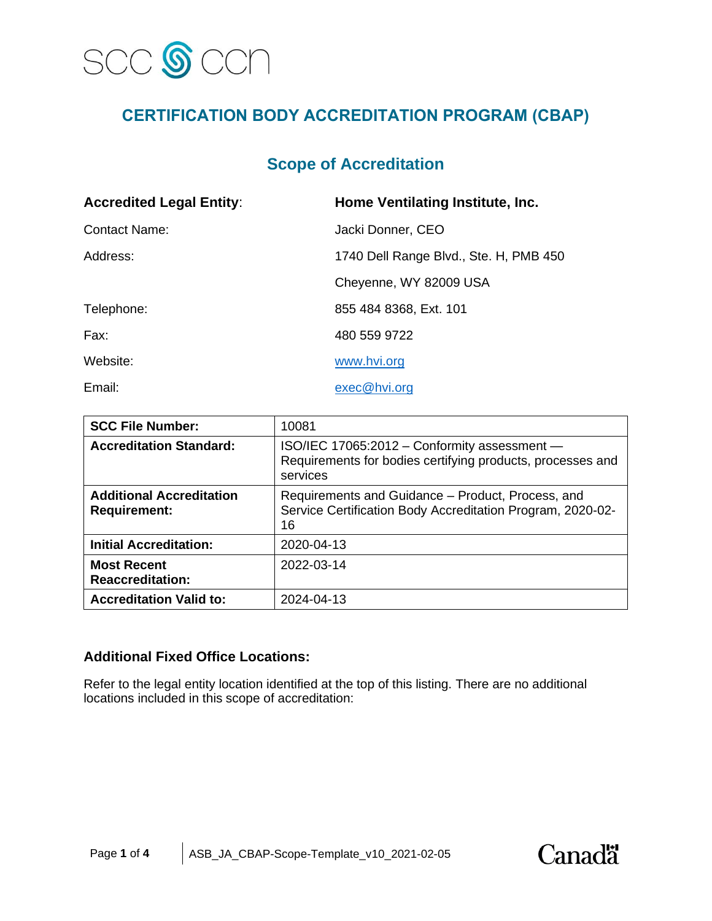# CERTIFICATION BODY ACCREDITATION PROGRAM (CBAP)

## Scope of Accreditation

**Accredited Legal Entity**: **Home Ventilating Institute, Inc.**

Contact Name: Jacki Donner, CEO

Address: 1740 Dell Range Blvd., Ste. H, PMB 450
Cheyenne, WY 82009 USA

Telephone: 855 484 8368, Ext. 101

Fax: 480 559 9722

Website: www.hvi.org

Email: exec@hvi.org

| **SCC File Number:** | 10081 |
|---|---|
| **Accreditation Standard:** | ISO/IEC 17065:2012 – Conformity assessment — Requirements for bodies certifying products, processes and services |
| **Additional Accreditation Requirement:** | Requirements and Guidance – Product, Process, and Service Certification Body Accreditation Program, 2020-02-16 |
| **Initial Accreditation:** | 2020-04-13 |
| **Most Recent Reaccreditation:** | 2022-03-14 |
| **Accreditation Valid to:** | 2024-04-13 |

### Additional Fixed Office Locations:

Refer to the legal entity location identified at the top of this listing. There are no additional locations included in this scope of accreditation: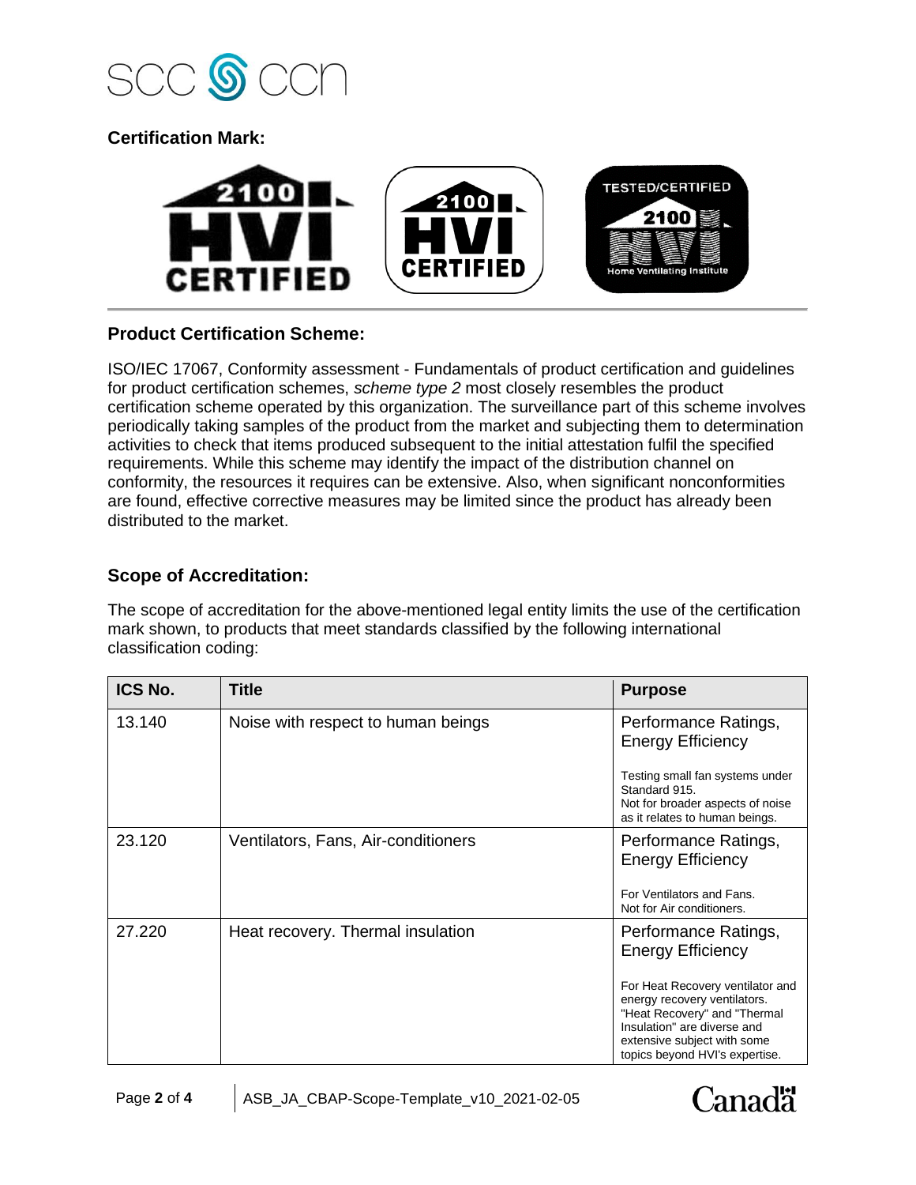## Certification Mark:

## Product Certification Scheme:

ISO/IEC 17067, Conformity assessment - Fundamentals of product certification and guidelines for product certification schemes, *scheme type 2* most closely resembles the product certification scheme operated by this organization. The surveillance part of this scheme involves periodically taking samples of the product from the market and subjecting them to determination activities to check that items produced subsequent to the initial attestation fulfil the specified requirements. While this scheme may identify the impact of the distribution channel on conformity, the resources it requires can be extensive. Also, when significant nonconformities are found, effective corrective measures may be limited since the product has already been distributed to the market.

## Scope of Accreditation:

The scope of accreditation for the above-mentioned legal entity limits the use of the certification mark shown, to products that meet standards classified by the following international classification coding:

| ICS No. | Title | Purpose |
|---|---|---|
| 13.140 | Noise with respect to human beings | Performance Ratings, Energy Efficiency<br><br>Testing small fan systems under Standard 915.<br>Not for broader aspects of noise as it relates to human beings. |
| 23.120 | Ventilators, Fans, Air-conditioners | Performance Ratings, Energy Efficiency<br><br>For Ventilators and Fans.<br>Not for Air conditioners. |
| 27.220 | Heat recovery. Thermal insulation | Performance Ratings, Energy Efficiency<br><br>For Heat Recovery ventilator and energy recovery ventilators. "Heat Recovery" and "Thermal Insulation" are diverse and extensive subject with some topics beyond HVI's expertise. |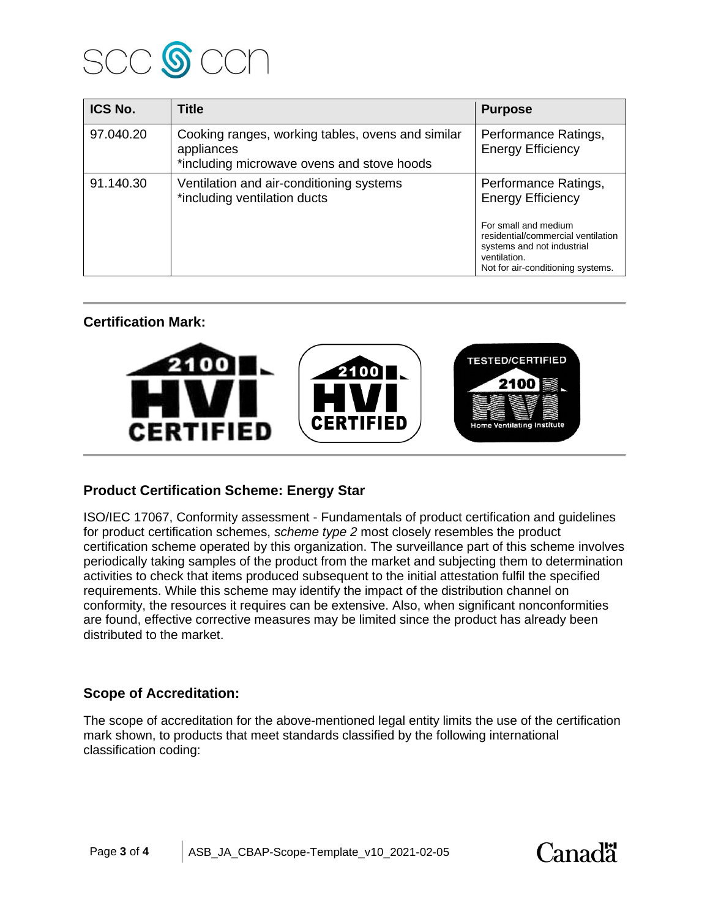| ICS No. | Title | Purpose |
|---|---|---|
| 97.040.20 | Cooking ranges, working tables, ovens and similar appliances<br>*including microwave ovens and stove hoods | Performance Ratings, Energy Efficiency |
| 91.140.30 | Ventilation and air-conditioning systems<br>*including ventilation ducts | Performance Ratings, Energy Efficiency<br><br>For small and medium residential/commercial ventilation systems and not industrial ventilation.<br>Not for air-conditioning systems. |

**Certification Mark:**

2100 HVI CERTIFIED

2100 HVI CERTIFIED

TESTED/CERTIFIED 2100 HVI Home Ventilating Institute

## Product Certification Scheme: Energy Star

ISO/IEC 17067, Conformity assessment - Fundamentals of product certification and guidelines for product certification schemes, *scheme type 2* most closely resembles the product certification scheme operated by this organization. The surveillance part of this scheme involves periodically taking samples of the product from the market and subjecting them to determination activities to check that items produced subsequent to the initial attestation fulfil the specified requirements. While this scheme may identify the impact of the distribution channel on conformity, the resources it requires can be extensive. Also, when significant nonconformities are found, effective corrective measures may be limited since the product has already been distributed to the market.

## Scope of Accreditation:

The scope of accreditation for the above-mentioned legal entity limits the use of the certification mark shown, to products that meet standards classified by the following international classification coding: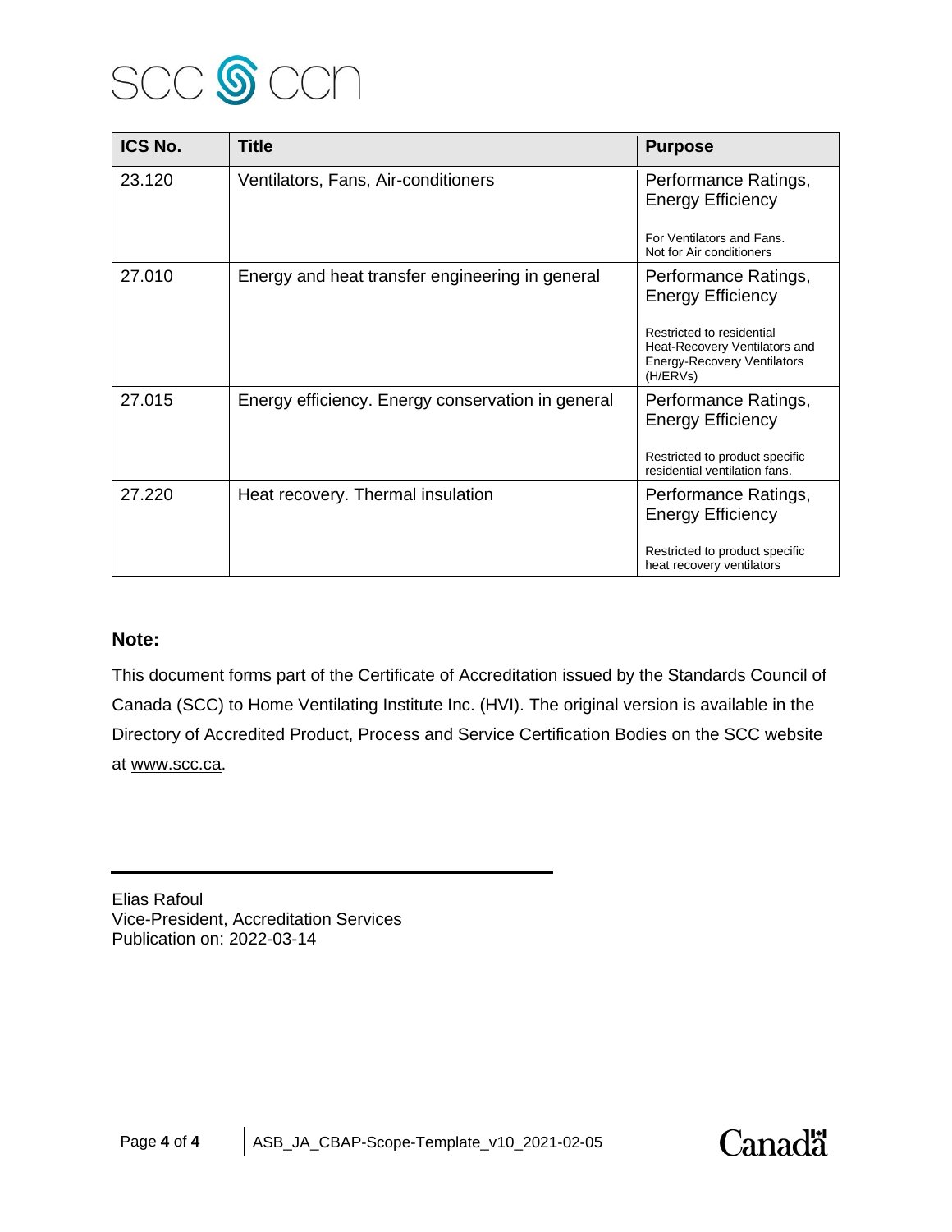| ICS No. | Title | Purpose |
|---|---|---|
| 23.120 | Ventilators, Fans, Air-conditioners | Performance Ratings, Energy Efficiency<br><br>For Ventilators and Fans. Not for Air conditioners |
| 27.010 | Energy and heat transfer engineering in general | Performance Ratings, Energy Efficiency<br><br>Restricted to residential Heat-Recovery Ventilators and Energy-Recovery Ventilators (H/ERVs) |
| 27.015 | Energy efficiency. Energy conservation in general | Performance Ratings, Energy Efficiency<br><br>Restricted to product specific residential ventilation fans. |
| 27.220 | Heat recovery. Thermal insulation | Performance Ratings, Energy Efficiency<br><br>Restricted to product specific heat recovery ventilators |

**Note:**

This document forms part of the Certificate of Accreditation issued by the Standards Council of Canada (SCC) to Home Ventilating Institute Inc. (HVI). The original version is available in the Directory of Accredited Product, Process and Service Certification Bodies on the SCC website at www.scc.ca.

Elias Rafoul
Vice-President, Accreditation Services
Publication on: 2022-03-14